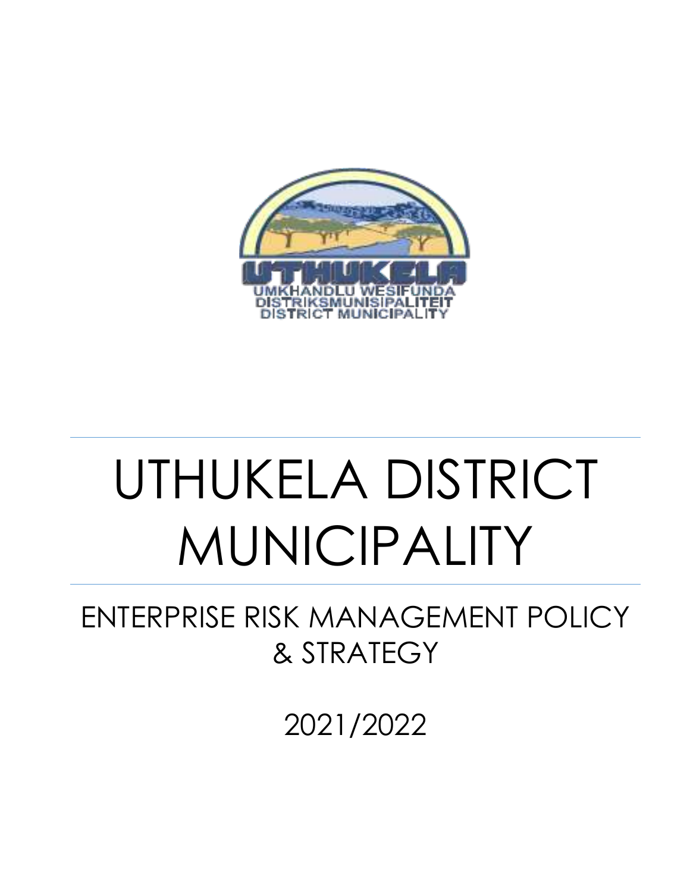# UTHUKELA DISTRICT MUNICIPALITY

## ENTERPRISE RISK MANAGEMENT POLICY & STRATEGY

2021/2022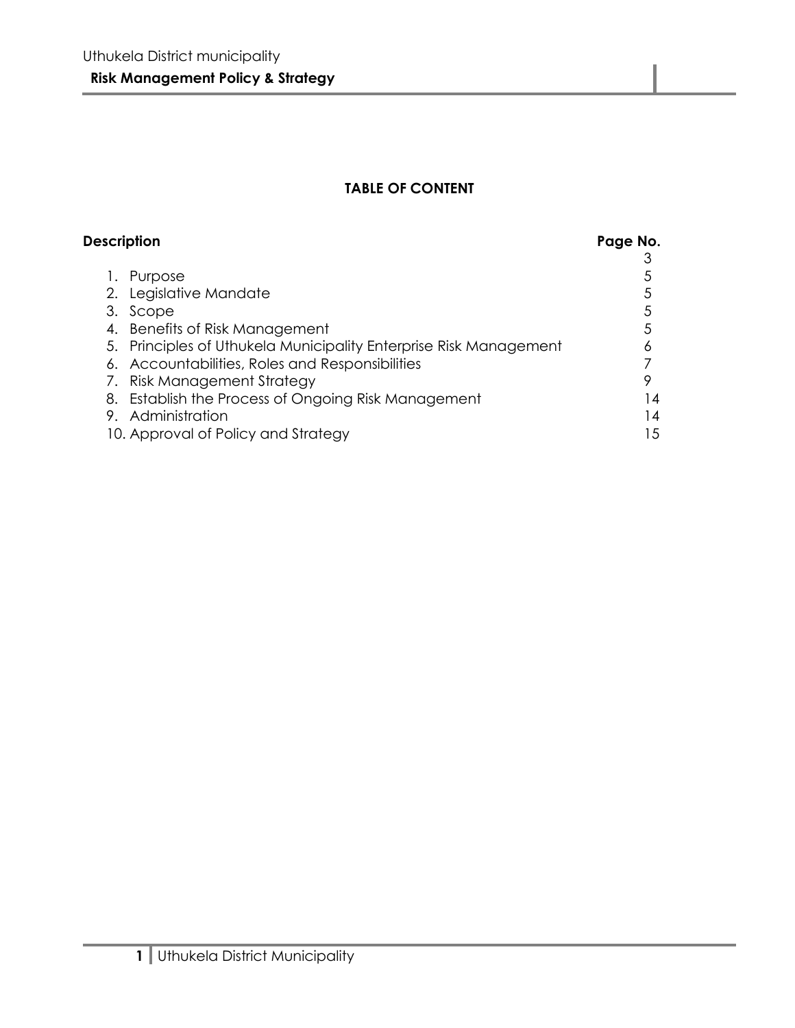**TABLE OF CONTENT**

| Description | Page No. |
|---|---|
| | 3 |
| 1. Purpose | 5 |
| 2. Legislative Mandate | 5 |
| 3. Scope | 5 |
| 4. Benefits of Risk Management | 5 |
| 5. Principles of Uthukela Municipality Enterprise Risk Management | 6 |
| 6. Accountabilities, Roles and Responsibilities | 7 |
| 7. Risk Management Strategy | 9 |
| 8. Establish the Process of Ongoing Risk Management | 14 |
| 9. Administration | 14 |
| 10. Approval of Policy and Strategy | 15 |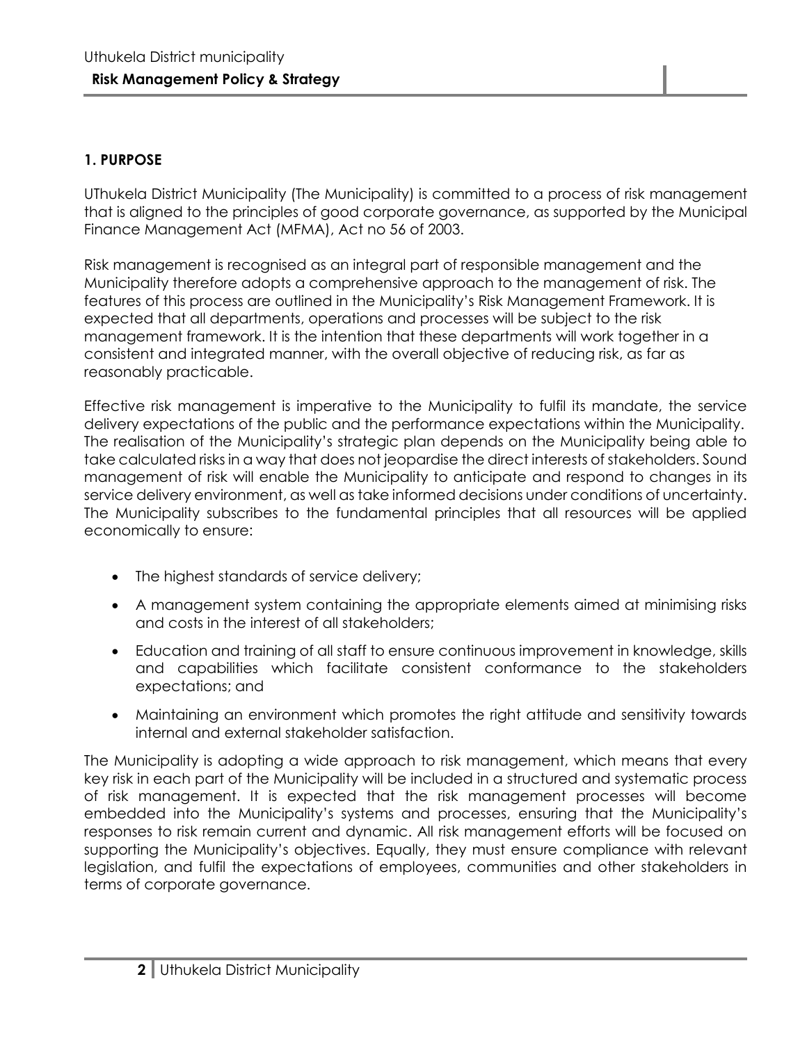## 1. PURPOSE

UThukela District Municipality (The Municipality) is committed to a process of risk management that is aligned to the principles of good corporate governance, as supported by the Municipal Finance Management Act (MFMA), Act no 56 of 2003.

Risk management is recognised as an integral part of responsible management and the Municipality therefore adopts a comprehensive approach to the management of risk. The features of this process are outlined in the Municipality's Risk Management Framework. It is expected that all departments, operations and processes will be subject to the risk management framework. It is the intention that these departments will work together in a consistent and integrated manner, with the overall objective of reducing risk, as far as reasonably practicable.

Effective risk management is imperative to the Municipality to fulfil its mandate, the service delivery expectations of the public and the performance expectations within the Municipality. The realisation of the Municipality's strategic plan depends on the Municipality being able to take calculated risks in a way that does not jeopardise the direct interests of stakeholders. Sound management of risk will enable the Municipality to anticipate and respond to changes in its service delivery environment, as well as take informed decisions under conditions of uncertainty. The Municipality subscribes to the fundamental principles that all resources will be applied economically to ensure:

- The highest standards of service delivery;
- A management system containing the appropriate elements aimed at minimising risks and costs in the interest of all stakeholders;
- Education and training of all staff to ensure continuous improvement in knowledge, skills and capabilities which facilitate consistent conformance to the stakeholders expectations; and
- Maintaining an environment which promotes the right attitude and sensitivity towards internal and external stakeholder satisfaction.

The Municipality is adopting a wide approach to risk management, which means that every key risk in each part of the Municipality will be included in a structured and systematic process of risk management. It is expected that the risk management processes will become embedded into the Municipality's systems and processes, ensuring that the Municipality's responses to risk remain current and dynamic. All risk management efforts will be focused on supporting the Municipality's objectives. Equally, they must ensure compliance with relevant legislation, and fulfil the expectations of employees, communities and other stakeholders in terms of corporate governance.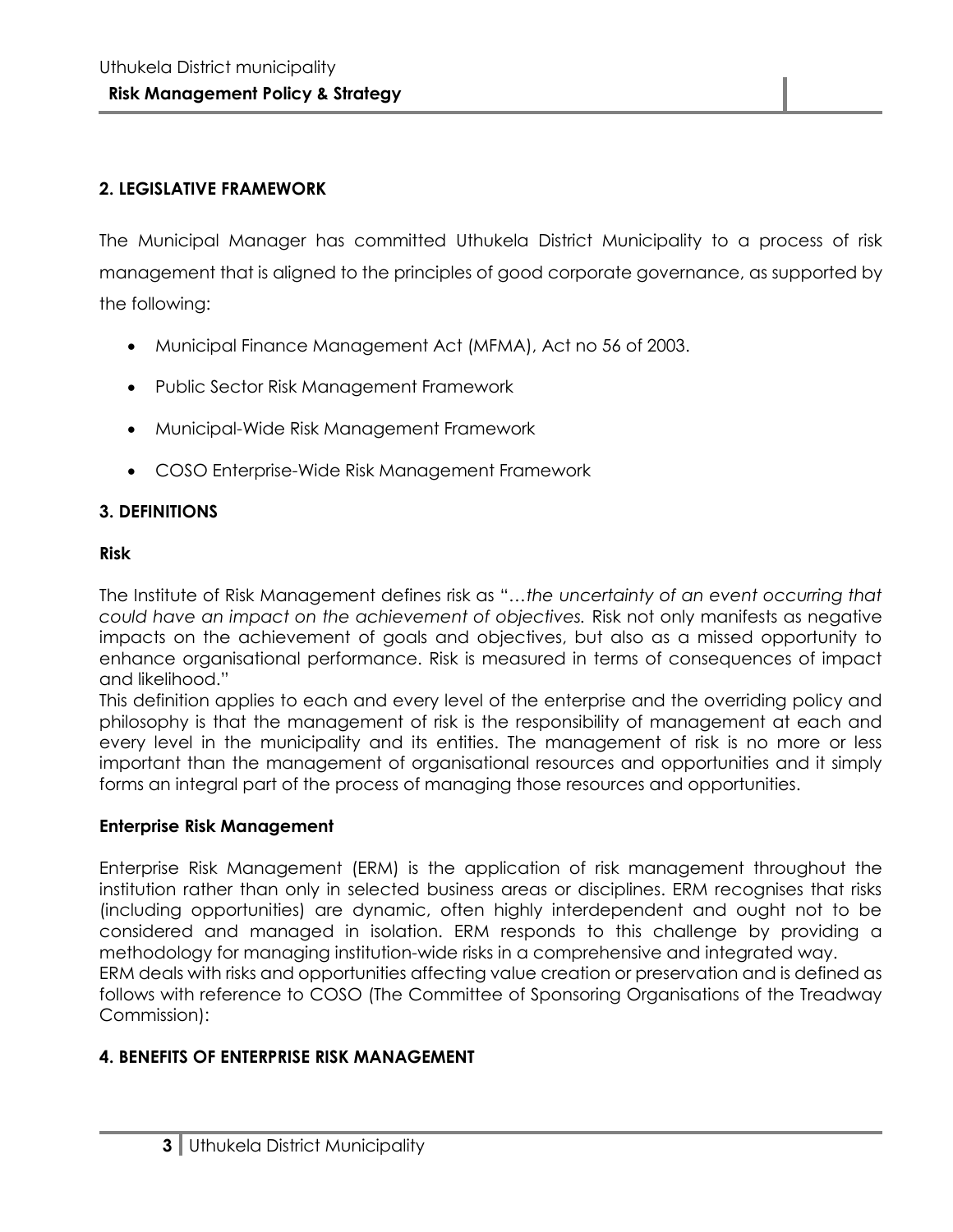## 2. LEGISLATIVE FRAMEWORK

The Municipal Manager has committed Uthukela District Municipality to a process of risk management that is aligned to the principles of good corporate governance, as supported by the following:

- Municipal Finance Management Act (MFMA), Act no 56 of 2003.
- Public Sector Risk Management Framework
- Municipal-Wide Risk Management Framework
- COSO Enterprise-Wide Risk Management Framework

## 3. DEFINITIONS

### Risk

The Institute of Risk Management defines risk as "…*the uncertainty of an event occurring that could have an impact on the achievement of objectives.* Risk not only manifests as negative impacts on the achievement of goals and objectives, but also as a missed opportunity to enhance organisational performance. Risk is measured in terms of consequences of impact and likelihood."

This definition applies to each and every level of the enterprise and the overriding policy and philosophy is that the management of risk is the responsibility of management at each and every level in the municipality and its entities. The management of risk is no more or less important than the management of organisational resources and opportunities and it simply forms an integral part of the process of managing those resources and opportunities.

### Enterprise Risk Management

Enterprise Risk Management (ERM) is the application of risk management throughout the institution rather than only in selected business areas or disciplines. ERM recognises that risks (including opportunities) are dynamic, often highly interdependent and ought not to be considered and managed in isolation. ERM responds to this challenge by providing a methodology for managing institution-wide risks in a comprehensive and integrated way.

ERM deals with risks and opportunities affecting value creation or preservation and is defined as follows with reference to COSO (The Committee of Sponsoring Organisations of the Treadway Commission):

## 4. BENEFITS OF ENTERPRISE RISK MANAGEMENT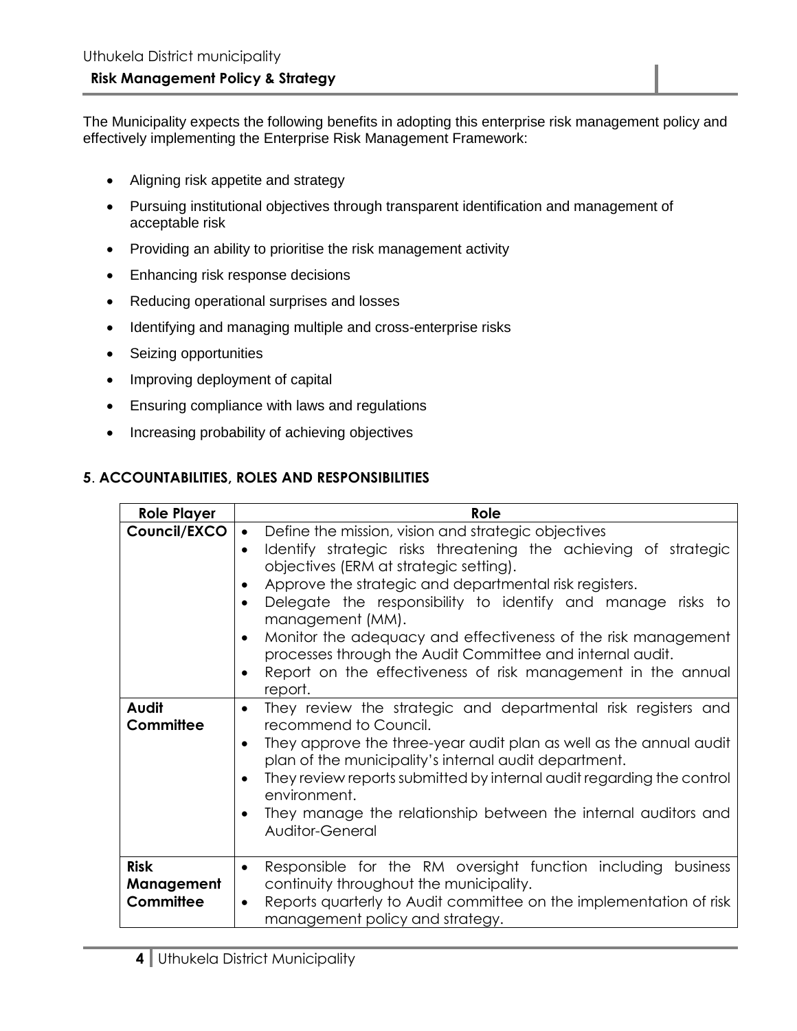The Municipality expects the following benefits in adopting this enterprise risk management policy and effectively implementing the Enterprise Risk Management Framework:

- Aligning risk appetite and strategy
- Pursuing institutional objectives through transparent identification and management of acceptable risk
- Providing an ability to prioritise the risk management activity
- Enhancing risk response decisions
- Reducing operational surprises and losses
- Identifying and managing multiple and cross-enterprise risks
- Seizing opportunities
- Improving deployment of capital
- Ensuring compliance with laws and regulations
- Increasing probability of achieving objectives

## 5. ACCOUNTABILITIES, ROLES AND RESPONSIBILITIES

| Role Player | Role |
|---|---|
| **Council/EXCO** | • Define the mission, vision and strategic objectives<br>• Identify strategic risks threatening the achieving of strategic objectives (ERM at strategic setting).<br>• Approve the strategic and departmental risk registers.<br>• Delegate the responsibility to identify and manage risks to management (MM).<br>• Monitor the adequacy and effectiveness of the risk management processes through the Audit Committee and internal audit.<br>• Report on the effectiveness of risk management in the annual report. |
| **Audit Committee** | • They review the strategic and departmental risk registers and recommend to Council.<br>• They approve the three-year audit plan as well as the annual audit plan of the municipality's internal audit department.<br>• They review reports submitted by internal audit regarding the control environment.<br>• They manage the relationship between the internal auditors and Auditor-General |
| **Risk Management Committee** | • Responsible for the RM oversight function including business continuity throughout the municipality.<br>• Reports quarterly to Audit committee on the implementation of risk management policy and strategy. |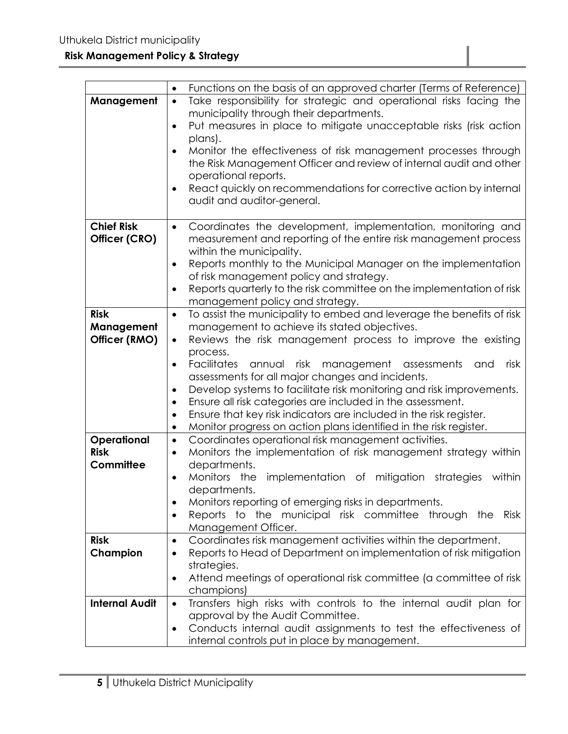| | |
|---|---|
| | • Functions on the basis of an approved charter (Terms of Reference) |
| **Management** | • Take responsibility for strategic and operational risks facing the municipality through their departments.<br>• Put measures in place to mitigate unacceptable risks (risk action plans).<br>• Monitor the effectiveness of risk management processes through the Risk Management Officer and review of internal audit and other operational reports.<br>• React quickly on recommendations for corrective action by internal audit and auditor-general. |
| **Chief Risk Officer (CRO)** | • Coordinates the development, implementation, monitoring and measurement and reporting of the entire risk management process within the municipality.<br>• Reports monthly to the Municipal Manager on the implementation of risk management policy and strategy.<br>• Reports quarterly to the risk committee on the implementation of risk management policy and strategy. |
| **Risk Management Officer (RMO)** | • To assist the municipality to embed and leverage the benefits of risk management to achieve its stated objectives.<br>• Reviews the risk management process to improve the existing process.<br>• Facilitates annual risk management assessments and risk assessments for all major changes and incidents.<br>• Develop systems to facilitate risk monitoring and risk improvements.<br>• Ensure all risk categories are included in the assessment.<br>• Ensure that key risk indicators are included in the risk register.<br>• Monitor progress on action plans identified in the risk register. |
| **Operational Risk Committee** | • Coordinates operational risk management activities.<br>• Monitors the implementation of risk management strategy within departments.<br>• Monitors the implementation of mitigation strategies within departments.<br>• Monitors reporting of emerging risks in departments.<br>• Reports to the municipal risk committee through the Risk Management Officer. |
| **Risk Champion** | • Coordinates risk management activities within the department.<br>• Reports to Head of Department on implementation of risk mitigation strategies.<br>• Attend meetings of operational risk committee (a committee of risk champions) |
| **Internal Audit** | • Transfers high risks with controls to the internal audit plan for approval by the Audit Committee.<br>• Conducts internal audit assignments to test the effectiveness of internal controls put in place by management. |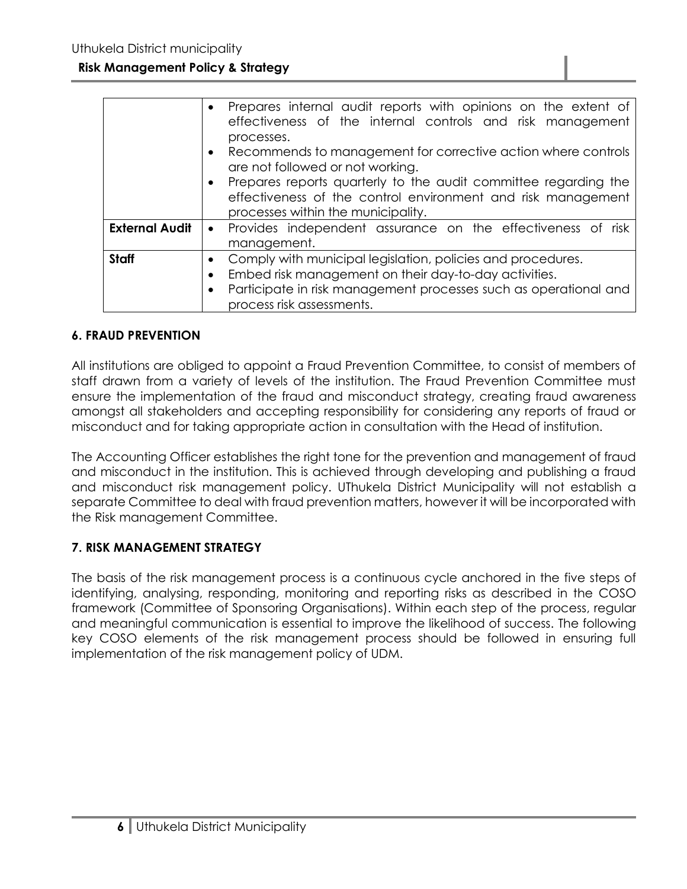| | |
|---|---|
| | • Prepares internal audit reports with opinions on the extent of effectiveness of the internal controls and risk management processes.<br>• Recommends to management for corrective action where controls are not followed or not working.<br>• Prepares reports quarterly to the audit committee regarding the effectiveness of the control environment and risk management processes within the municipality. |
| **External Audit** | • Provides independent assurance on the effectiveness of risk management. |
| **Staff** | • Comply with municipal legislation, policies and procedures.<br>• Embed risk management on their day-to-day activities.<br>• Participate in risk management processes such as operational and process risk assessments. |

### 6. FRAUD PREVENTION

All institutions are obliged to appoint a Fraud Prevention Committee, to consist of members of staff drawn from a variety of levels of the institution. The Fraud Prevention Committee must ensure the implementation of the fraud and misconduct strategy, creating fraud awareness amongst all stakeholders and accepting responsibility for considering any reports of fraud or misconduct and for taking appropriate action in consultation with the Head of institution.

The Accounting Officer establishes the right tone for the prevention and management of fraud and misconduct in the institution. This is achieved through developing and publishing a fraud and misconduct risk management policy. UThukela District Municipality will not establish a separate Committee to deal with fraud prevention matters, however it will be incorporated with the Risk management Committee.

### 7. RISK MANAGEMENT STRATEGY

The basis of the risk management process is a continuous cycle anchored in the five steps of identifying, analysing, responding, monitoring and reporting risks as described in the COSO framework (Committee of Sponsoring Organisations). Within each step of the process, regular and meaningful communication is essential to improve the likelihood of success. The following key COSO elements of the risk management process should be followed in ensuring full implementation of the risk management policy of UDM.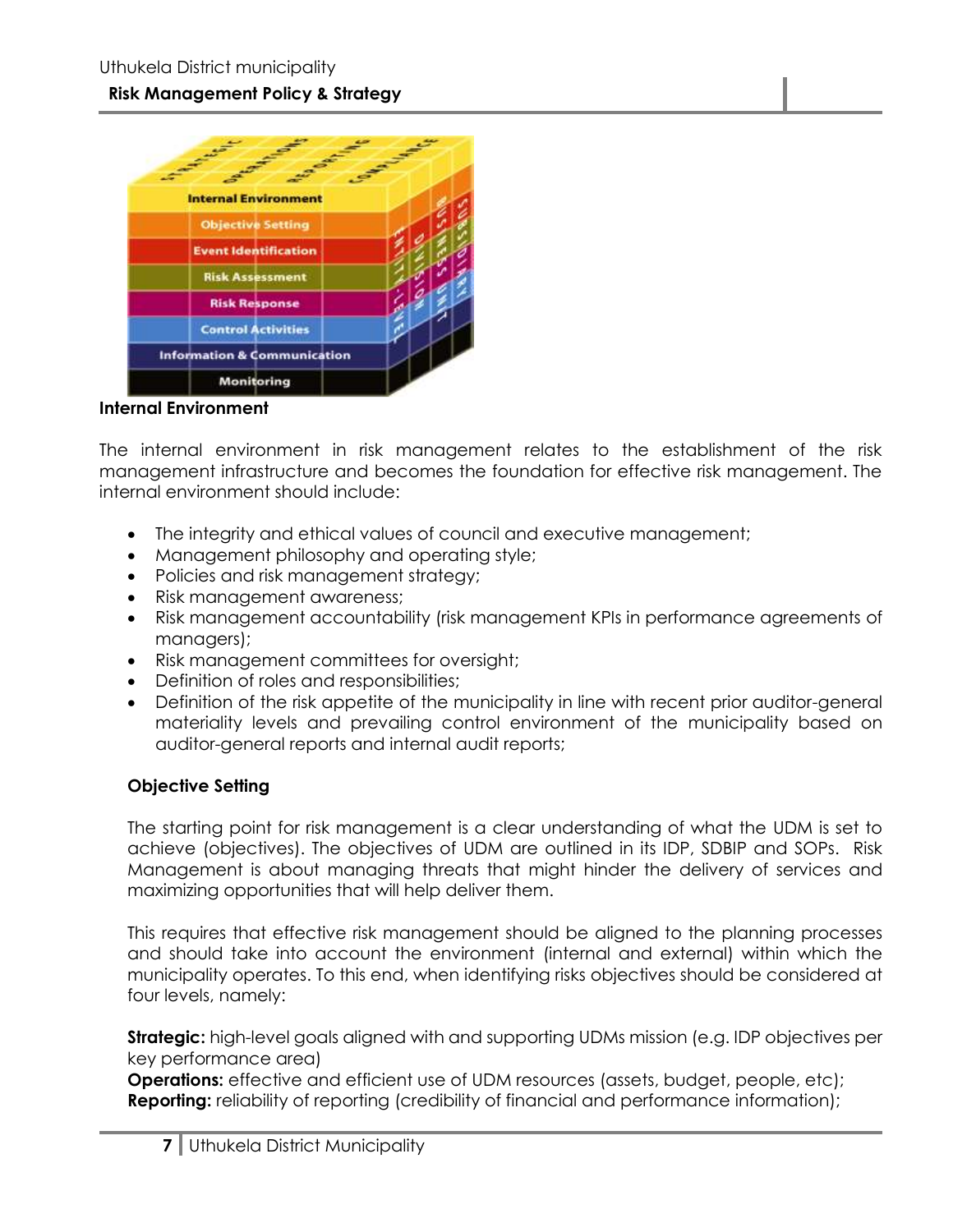STRATEGIC OPERATIONS REPORTING COMPLIANCE

Internal Environment
Objective Setting
Event Identification
Risk Assessment
Risk Response
Control Activities
Information & Communication
Monitoring

ENTITY-LEVEL DIVISION BUSINESS UNIT SUBSIDIARY

**Internal Environment**

The internal environment in risk management relates to the establishment of the risk management infrastructure and becomes the foundation for effective risk management. The internal environment should include:

- The integrity and ethical values of council and executive management;
- Management philosophy and operating style;
- Policies and risk management strategy;
- Risk management awareness;
- Risk management accountability (risk management KPIs in performance agreements of managers);
- Risk management committees for oversight;
- Definition of roles and responsibilities;
- Definition of the risk appetite of the municipality in line with recent prior auditor-general materiality levels and prevailing control environment of the municipality based on auditor-general reports and internal audit reports;

**Objective Setting**

The starting point for risk management is a clear understanding of what the UDM is set to achieve (objectives). The objectives of UDM are outlined in its IDP, SDBIP and SOPs. Risk Management is about managing threats that might hinder the delivery of services and maximizing opportunities that will help deliver them.

This requires that effective risk management should be aligned to the planning processes and should take into account the environment (internal and external) within which the municipality operates. To this end, when identifying risks objectives should be considered at four levels, namely:

**Strategic:** high-level goals aligned with and supporting UDMs mission (e.g. IDP objectives per key performance area)
**Operations:** effective and efficient use of UDM resources (assets, budget, people, etc);
**Reporting:** reliability of reporting (credibility of financial and performance information);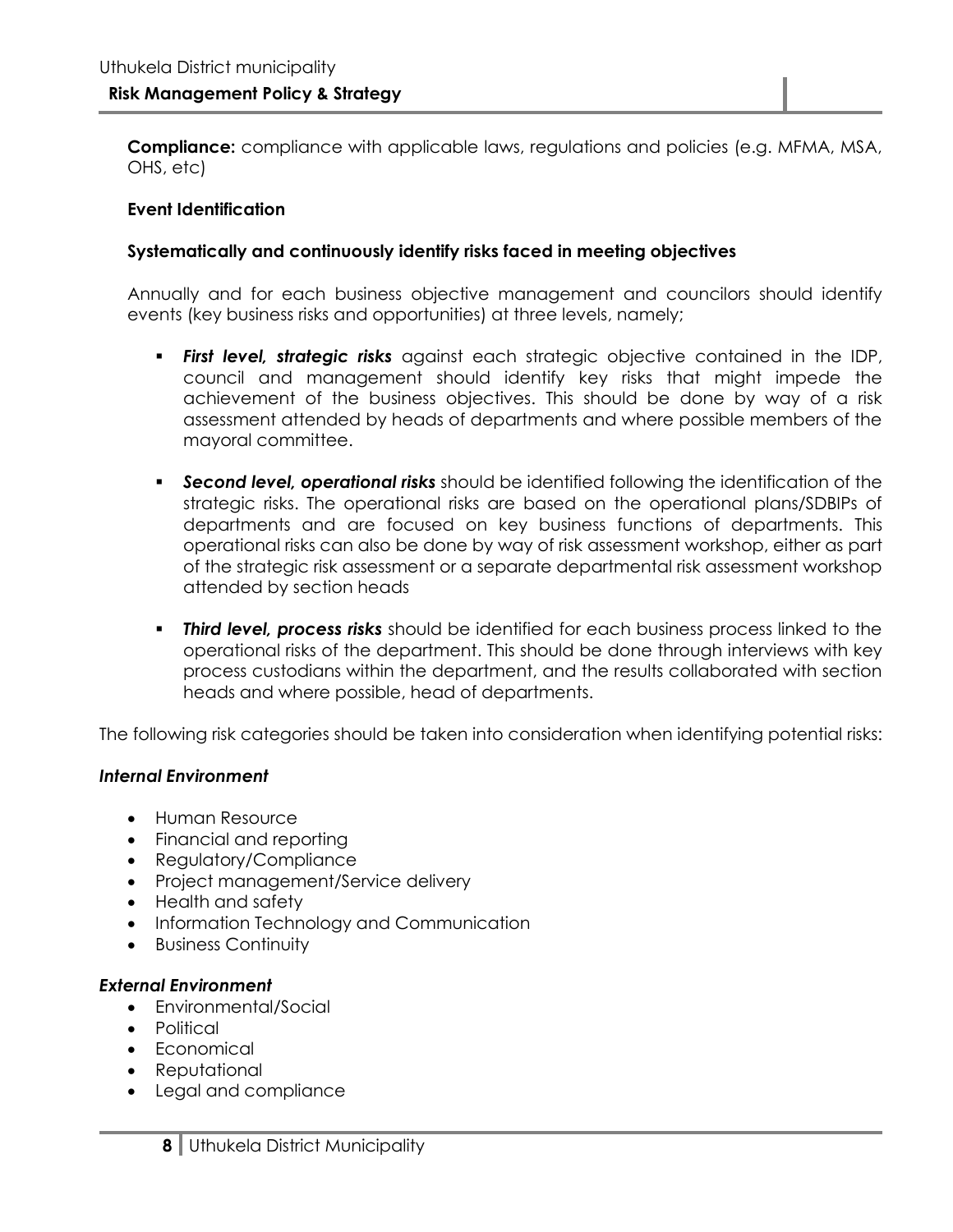**Compliance:** compliance with applicable laws, regulations and policies (e.g. MFMA, MSA, OHS, etc)

**Event Identification**

**Systematically and continuously identify risks faced in meeting objectives**

Annually and for each business objective management and councilors should identify events (key business risks and opportunities) at three levels, namely;

- ***First level, strategic risks*** against each strategic objective contained in the IDP, council and management should identify key risks that might impede the achievement of the business objectives. This should be done by way of a risk assessment attended by heads of departments and where possible members of the mayoral committee.
- ***Second level, operational risks*** should be identified following the identification of the strategic risks. The operational risks are based on the operational plans/SDBIPs of departments and are focused on key business functions of departments. This operational risks can also be done by way of risk assessment workshop, either as part of the strategic risk assessment or a separate departmental risk assessment workshop attended by section heads
- ***Third level, process risks*** should be identified for each business process linked to the operational risks of the department. This should be done through interviews with key process custodians within the department, and the results collaborated with section heads and where possible, head of departments.

The following risk categories should be taken into consideration when identifying potential risks:

***Internal Environment***

- Human Resource
- Financial and reporting
- Regulatory/Compliance
- Project management/Service delivery
- Health and safety
- Information Technology and Communication
- Business Continuity

***External Environment***

- Environmental/Social
- Political
- Economical
- Reputational
- Legal and compliance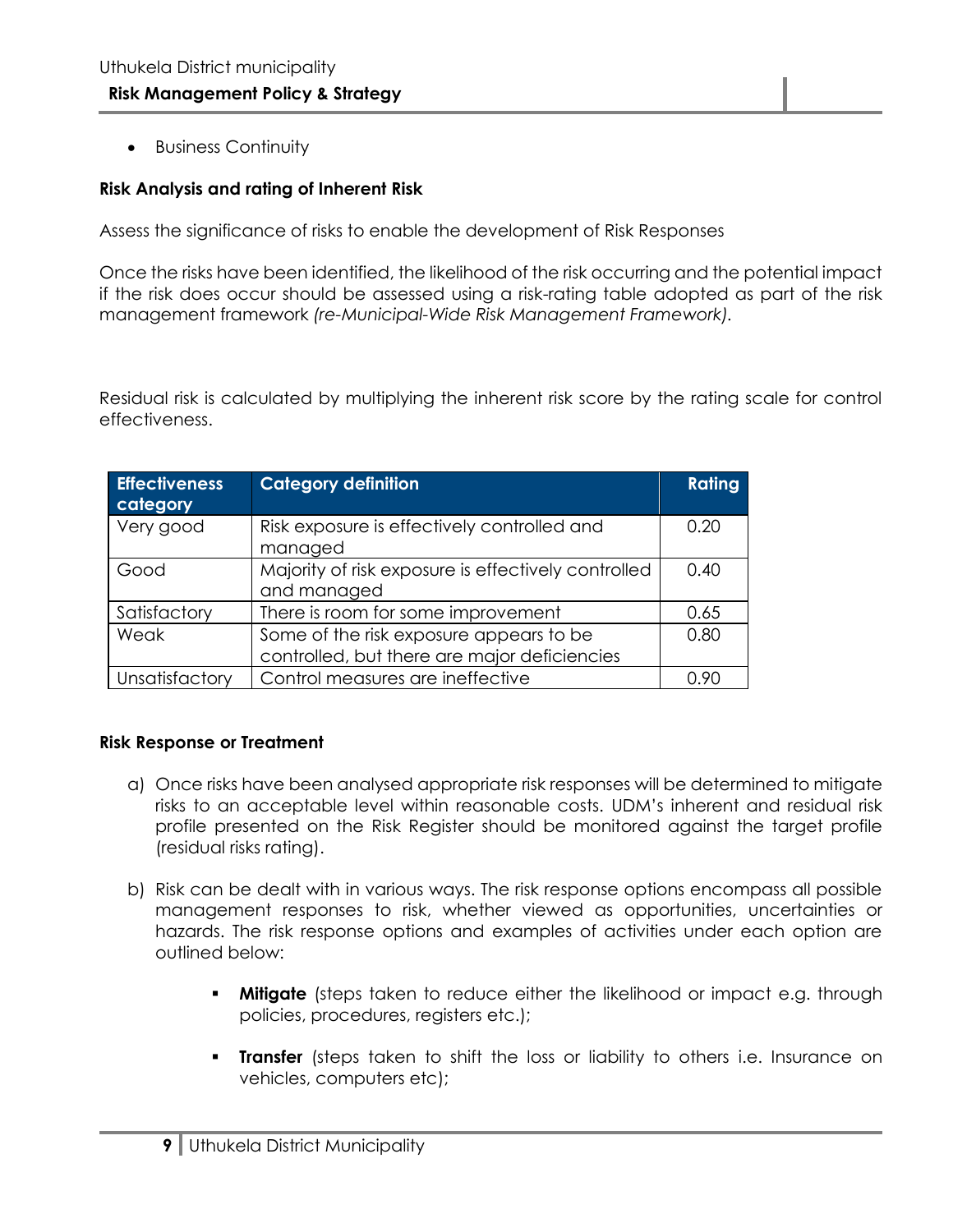- Business Continuity

**Risk Analysis and rating of Inherent Risk**

Assess the significance of risks to enable the development of Risk Responses

Once the risks have been identified, the likelihood of the risk occurring and the potential impact if the risk does occur should be assessed using a risk-rating table adopted as part of the risk management framework *(re-Municipal-Wide Risk Management Framework).*

Residual risk is calculated by multiplying the inherent risk score by the rating scale for control effectiveness.

| Effectiveness category | Category definition | Rating |
|---|---|---|
| Very good | Risk exposure is effectively controlled and managed | 0.20 |
| Good | Majority of risk exposure is effectively controlled and managed | 0.40 |
| Satisfactory | There is room for some improvement | 0.65 |
| Weak | Some of the risk exposure appears to be controlled, but there are major deficiencies | 0.80 |
| Unsatisfactory | Control measures are ineffective | 0.90 |

**Risk Response or Treatment**

a) Once risks have been analysed appropriate risk responses will be determined to mitigate risks to an acceptable level within reasonable costs. UDM's inherent and residual risk profile presented on the Risk Register should be monitored against the target profile (residual risks rating).

b) Risk can be dealt with in various ways. The risk response options encompass all possible management responses to risk, whether viewed as opportunities, uncertainties or hazards. The risk response options and examples of activities under each option are outlined below:

   - **Mitigate** (steps taken to reduce either the likelihood or impact e.g. through policies, procedures, registers etc.);

   - **Transfer** (steps taken to shift the loss or liability to others i.e. Insurance on vehicles, computers etc);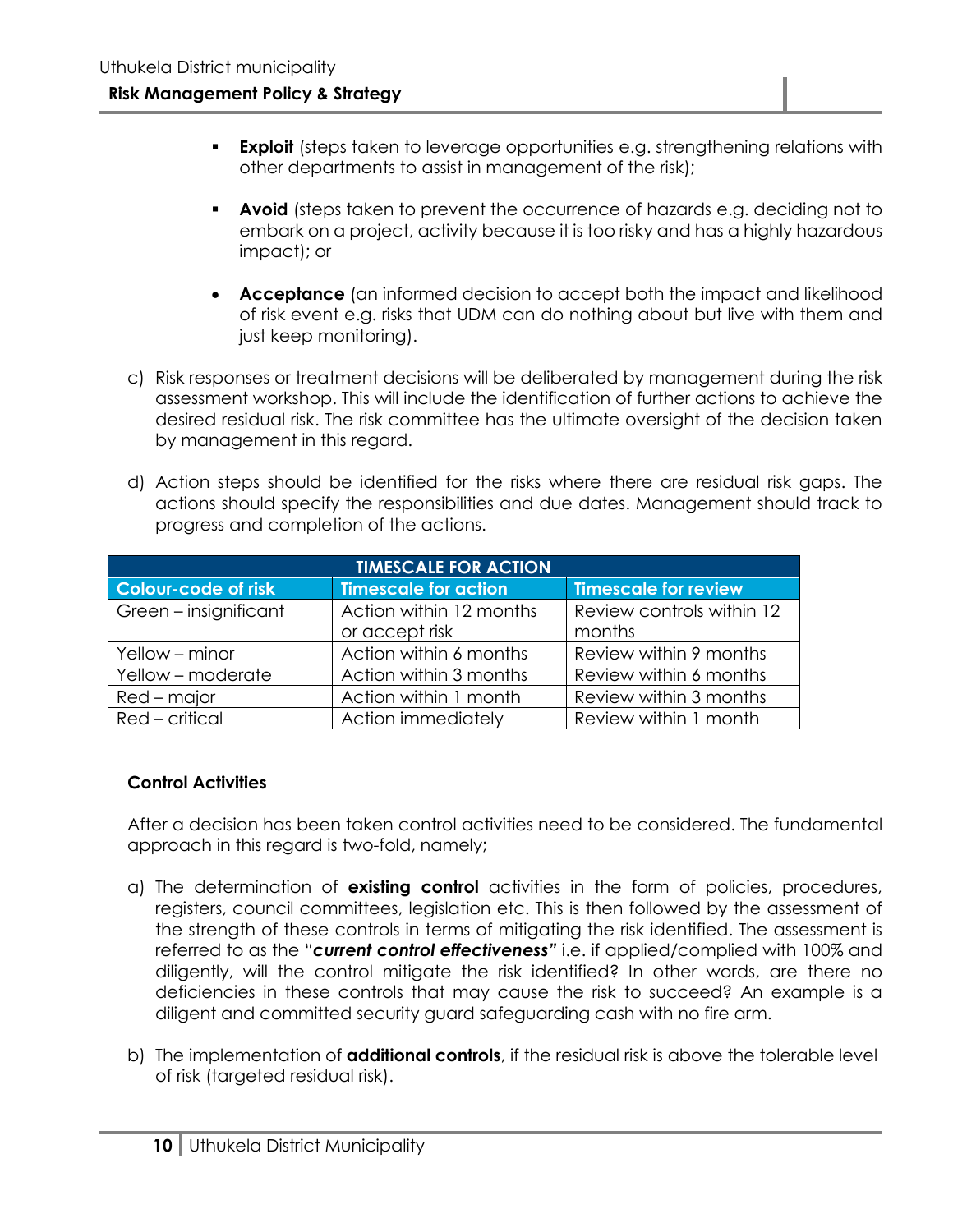- **Exploit** (steps taken to leverage opportunities e.g. strengthening relations with other departments to assist in management of the risk);

- **Avoid** (steps taken to prevent the occurrence of hazards e.g. deciding not to embark on a project, activity because it is too risky and has a highly hazardous impact); or

- **Acceptance** (an informed decision to accept both the impact and likelihood of risk event e.g. risks that UDM can do nothing about but live with them and just keep monitoring).

c) Risk responses or treatment decisions will be deliberated by management during the risk assessment workshop. This will include the identification of further actions to achieve the desired residual risk. The risk committee has the ultimate oversight of the decision taken by management in this regard.

d) Action steps should be identified for the risks where there are residual risk gaps. The actions should specify the responsibilities and due dates. Management should track to progress and completion of the actions.

| TIMESCALE FOR ACTION | | |
|---|---|---|
| **Colour-code of risk** | **Timescale for action** | **Timescale for review** |
| Green – insignificant | Action within 12 months or accept risk | Review controls within 12 months |
| Yellow – minor | Action within 6 months | Review within 9 months |
| Yellow – moderate | Action within 3 months | Review within 6 months |
| Red – major | Action within 1 month | Review within 3 months |
| Red – critical | Action immediately | Review within 1 month |

**Control Activities**

After a decision has been taken control activities need to be considered. The fundamental approach in this regard is two-fold, namely;

a) The determination of **existing control** activities in the form of policies, procedures, registers, council committees, legislation etc. This is then followed by the assessment of the strength of these controls in terms of mitigating the risk identified. The assessment is referred to as the "***current control effectiveness"*** i.e. if applied/complied with 100% and diligently, will the control mitigate the risk identified? In other words, are there no deficiencies in these controls that may cause the risk to succeed? An example is a diligent and committed security guard safeguarding cash with no fire arm.

b) The implementation of **additional controls**, if the residual risk is above the tolerable level of risk (targeted residual risk).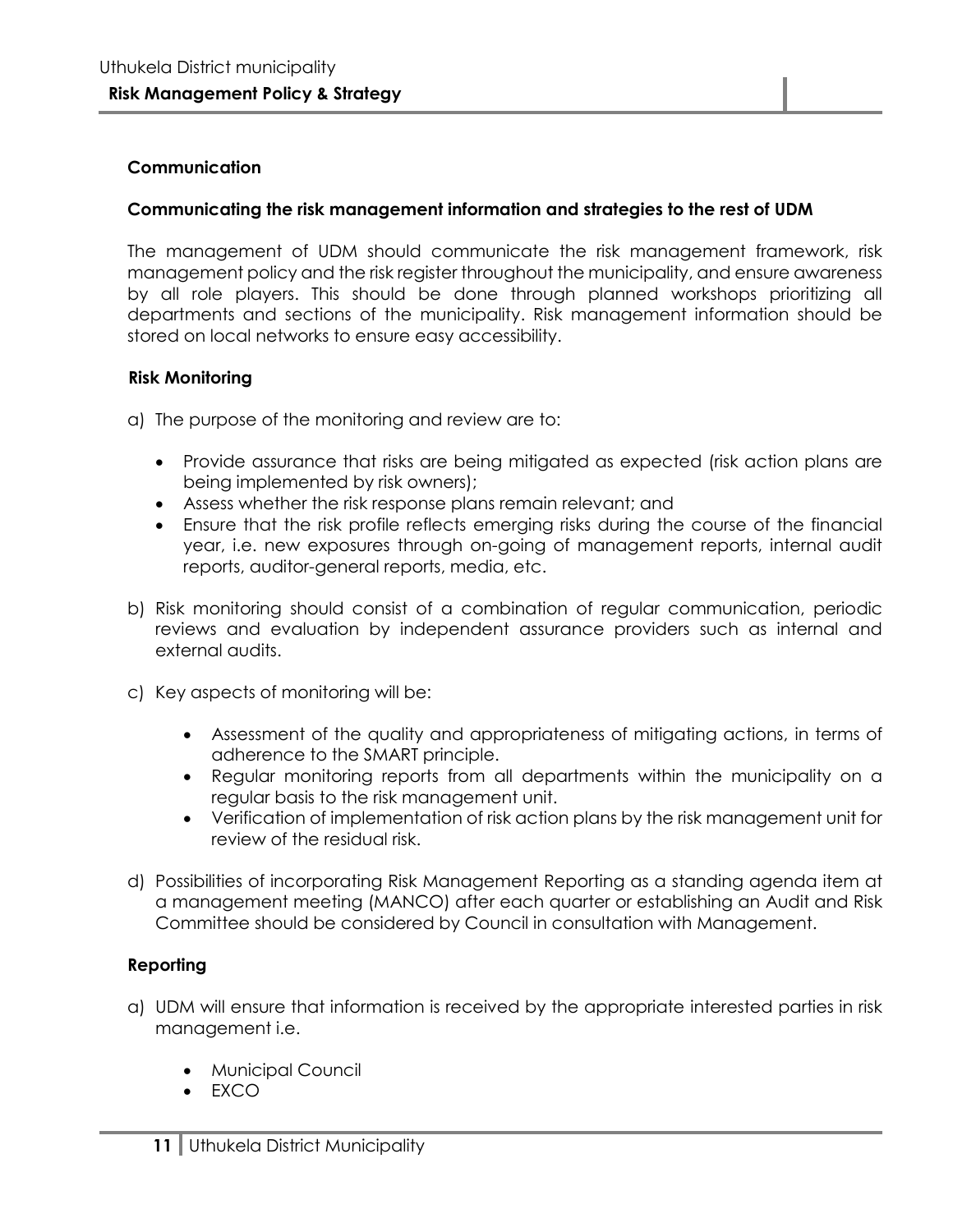**Communication**

**Communicating the risk management information and strategies to the rest of UDM**

The management of UDM should communicate the risk management framework, risk management policy and the risk register throughout the municipality, and ensure awareness by all role players. This should be done through planned workshops prioritizing all departments and sections of the municipality. Risk management information should be stored on local networks to ensure easy accessibility.

**Risk Monitoring**

a) The purpose of the monitoring and review are to:

- Provide assurance that risks are being mitigated as expected (risk action plans are being implemented by risk owners);
- Assess whether the risk response plans remain relevant; and
- Ensure that the risk profile reflects emerging risks during the course of the financial year, i.e. new exposures through on-going of management reports, internal audit reports, auditor-general reports, media, etc.

b) Risk monitoring should consist of a combination of regular communication, periodic reviews and evaluation by independent assurance providers such as internal and external audits.

c) Key aspects of monitoring will be:

- Assessment of the quality and appropriateness of mitigating actions, in terms of adherence to the SMART principle.
- Regular monitoring reports from all departments within the municipality on a regular basis to the risk management unit.
- Verification of implementation of risk action plans by the risk management unit for review of the residual risk.

d) Possibilities of incorporating Risk Management Reporting as a standing agenda item at a management meeting (MANCO) after each quarter or establishing an Audit and Risk Committee should be considered by Council in consultation with Management.

**Reporting**

a) UDM will ensure that information is received by the appropriate interested parties in risk management i.e.

- Municipal Council
- EXCO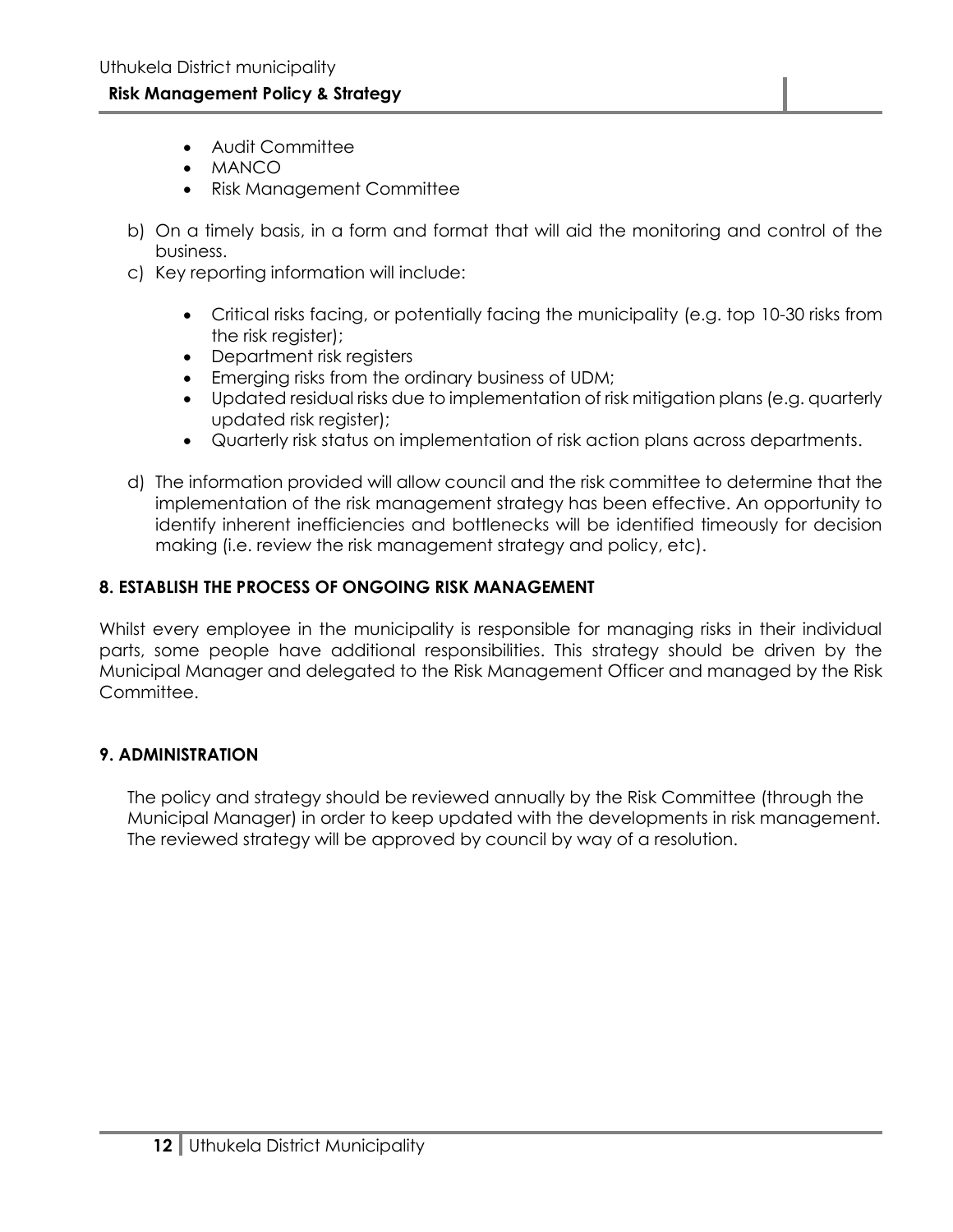- Audit Committee
- MANCO
- Risk Management Committee

b) On a timely basis, in a form and format that will aid the monitoring and control of the business.

c) Key reporting information will include:

- Critical risks facing, or potentially facing the municipality (e.g. top 10-30 risks from the risk register);
- Department risk registers
- Emerging risks from the ordinary business of UDM;
- Updated residual risks due to implementation of risk mitigation plans (e.g. quarterly updated risk register);
- Quarterly risk status on implementation of risk action plans across departments.

d) The information provided will allow council and the risk committee to determine that the implementation of the risk management strategy has been effective. An opportunity to identify inherent inefficiencies and bottlenecks will be identified timeously for decision making (i.e. review the risk management strategy and policy, etc).

## 8. ESTABLISH THE PROCESS OF ONGOING RISK MANAGEMENT

Whilst every employee in the municipality is responsible for managing risks in their individual parts, some people have additional responsibilities. This strategy should be driven by the Municipal Manager and delegated to the Risk Management Officer and managed by the Risk Committee.

## 9. ADMINISTRATION

The policy and strategy should be reviewed annually by the Risk Committee (through the Municipal Manager) in order to keep updated with the developments in risk management. The reviewed strategy will be approved by council by way of a resolution.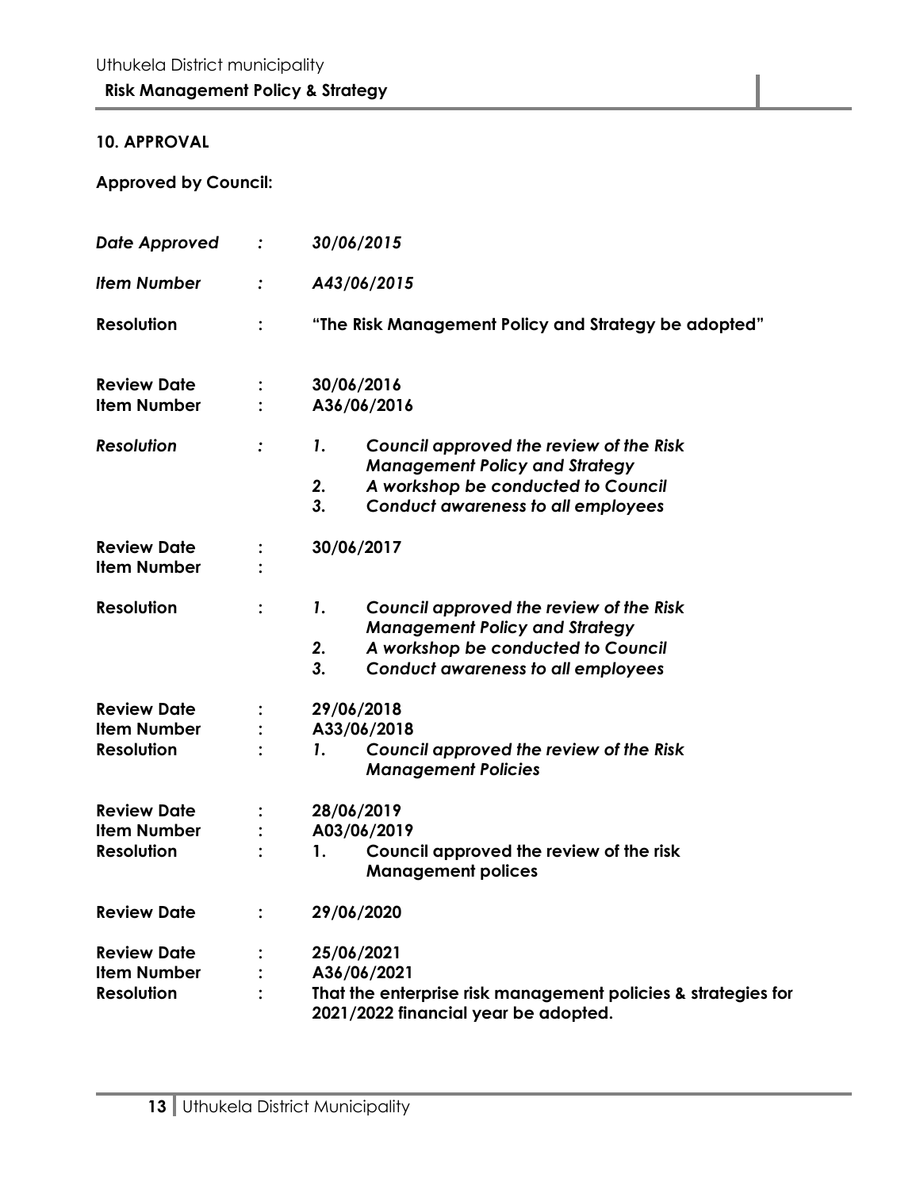## 10. APPROVAL

**Approved by Council:**

| | | |
|---|---|---|
| ***Date Approved*** | ***:*** | ***30/06/2015*** |
| ***Item Number*** | ***:*** | ***A43/06/2015*** |
| **Resolution** | **:** | **"The Risk Management Policy and Strategy be adopted"** |
| **Review Date** | **:** | **30/06/2016** |
| **Item Number** | **:** | **A36/06/2016** |
| ***Resolution*** | ***:*** | ***1. Council approved the review of the Risk Management Policy and Strategy***<br>***2. A workshop be conducted to Council***<br>***3. Conduct awareness to all employees*** |
| **Review Date** | **:** | **30/06/2017** |
| **Item Number** | **:** | |
| **Resolution** | **:** | ***1. Council approved the review of the Risk Management Policy and Strategy***<br>***2. A workshop be conducted to Council***<br>***3. Conduct awareness to all employees*** |
| **Review Date** | **:** | **29/06/2018** |
| **Item Number** | **:** | **A33/06/2018** |
| **Resolution** | **:** | ***1. Council approved the review of the Risk Management Policies*** |
| **Review Date** | **:** | **28/06/2019** |
| **Item Number** | **:** | **A03/06/2019** |
| **Resolution** | **:** | **1. Council approved the review of the risk Management polices** |
| **Review Date** | **:** | **29/06/2020** |
| **Review Date** | **:** | **25/06/2021** |
| **Item Number** | **:** | **A36/06/2021** |
| **Resolution** | **:** | **That the enterprise risk management policies & strategies for 2021/2022 financial year be adopted.** |